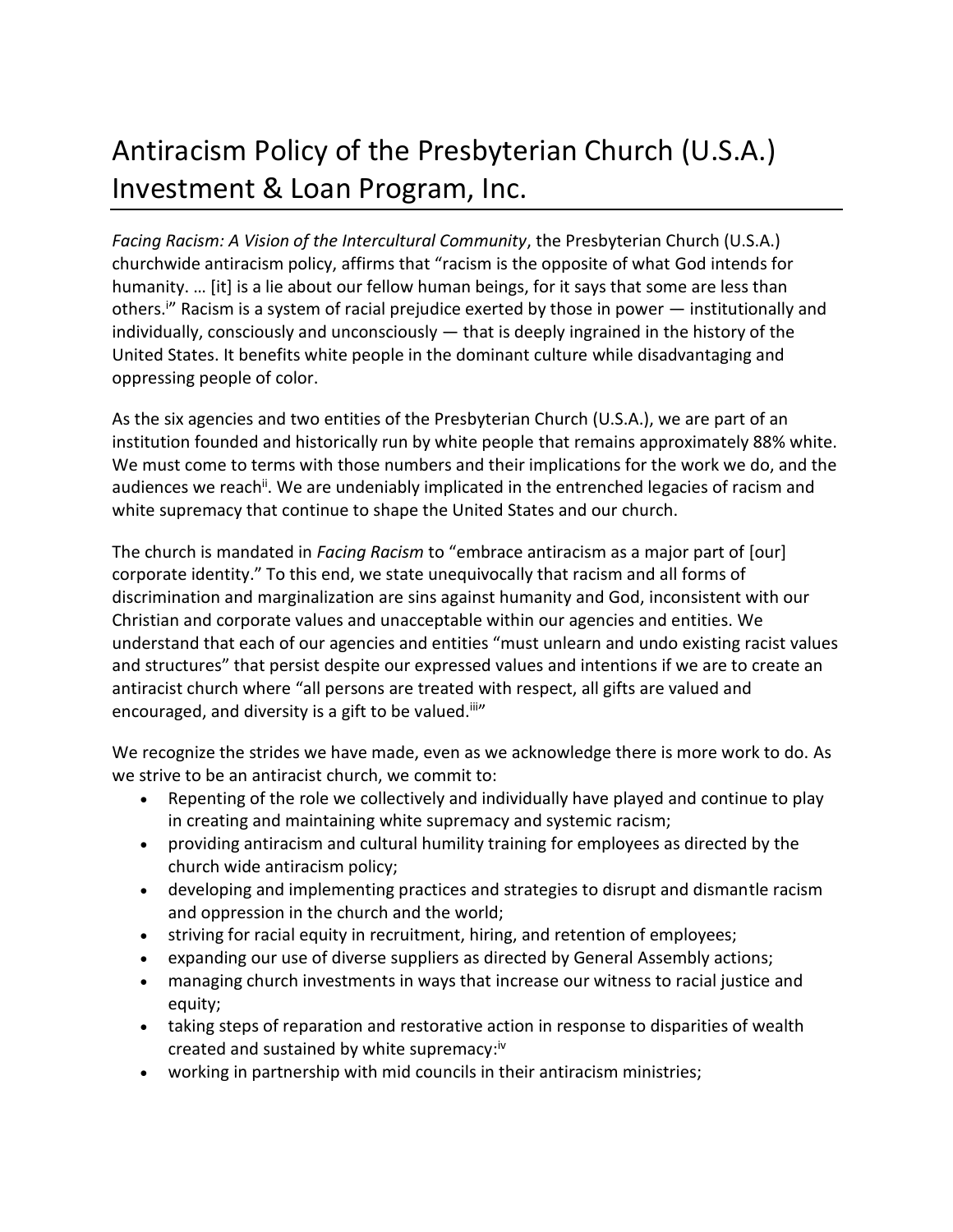# Antiracism Policy of the Presbyterian Church (U.S.A.) Investment & Loan Program, Inc.

*Facing Racism: A Vision of the Intercultural Community*, the Presbyterian Church (U.S.A.) churchwide antiracism policy, affirms that "racism is the opposite of what God intends for humanity. … [it] is a lie about our fellow human beings, for it says that some are less than others.[i]" Racism is a system of racial prejudice exerted by those in power — institutionally and individually, consciously and unconsciously — that is deeply ingrained in the history of the United States. It benefits white people in the dominant culture while disadvantaging and oppressing people of color.

As the six agencies and two entities of the Presbyterian Church (U.S.A.), we are part of an institution founded and historically run by white people that remains approximately 88% white. We must come to terms with those numbers and their implications for the work we do, and the audiences we reach[ii]. We are undeniably implicated in the entrenched legacies of racism and white supremacy that continue to shape the United States and our church.

The church is mandated in *Facing Racism* to "embrace antiracism as a major part of [our] corporate identity." To this end, we state unequivocally that racism and all forms of discrimination and marginalization are sins against humanity and God, inconsistent with our Christian and corporate values and unacceptable within our agencies and entities. We understand that each of our agencies and entities "must unlearn and undo existing racist values and structures" that persist despite our expressed values and intentions if we are to create an antiracist church where "all persons are treated with respect, all gifts are valued and encouraged, and diversity is a gift to be valued.[iii]"

We recognize the strides we have made, even as we acknowledge there is more work to do. As we strive to be an antiracist church, we commit to:

- Repenting of the role we collectively and individually have played and continue to play in creating and maintaining white supremacy and systemic racism;
- providing antiracism and cultural humility training for employees as directed by the church wide antiracism policy;
- developing and implementing practices and strategies to disrupt and dismantle racism and oppression in the church and the world;
- striving for racial equity in recruitment, hiring, and retention of employees;
- expanding our use of diverse suppliers as directed by General Assembly actions;
- managing church investments in ways that increase our witness to racial justice and equity;
- taking steps of reparation and restorative action in response to disparities of wealth created and sustained by white supremacy:[iv]
- working in partnership with mid councils in their antiracism ministries;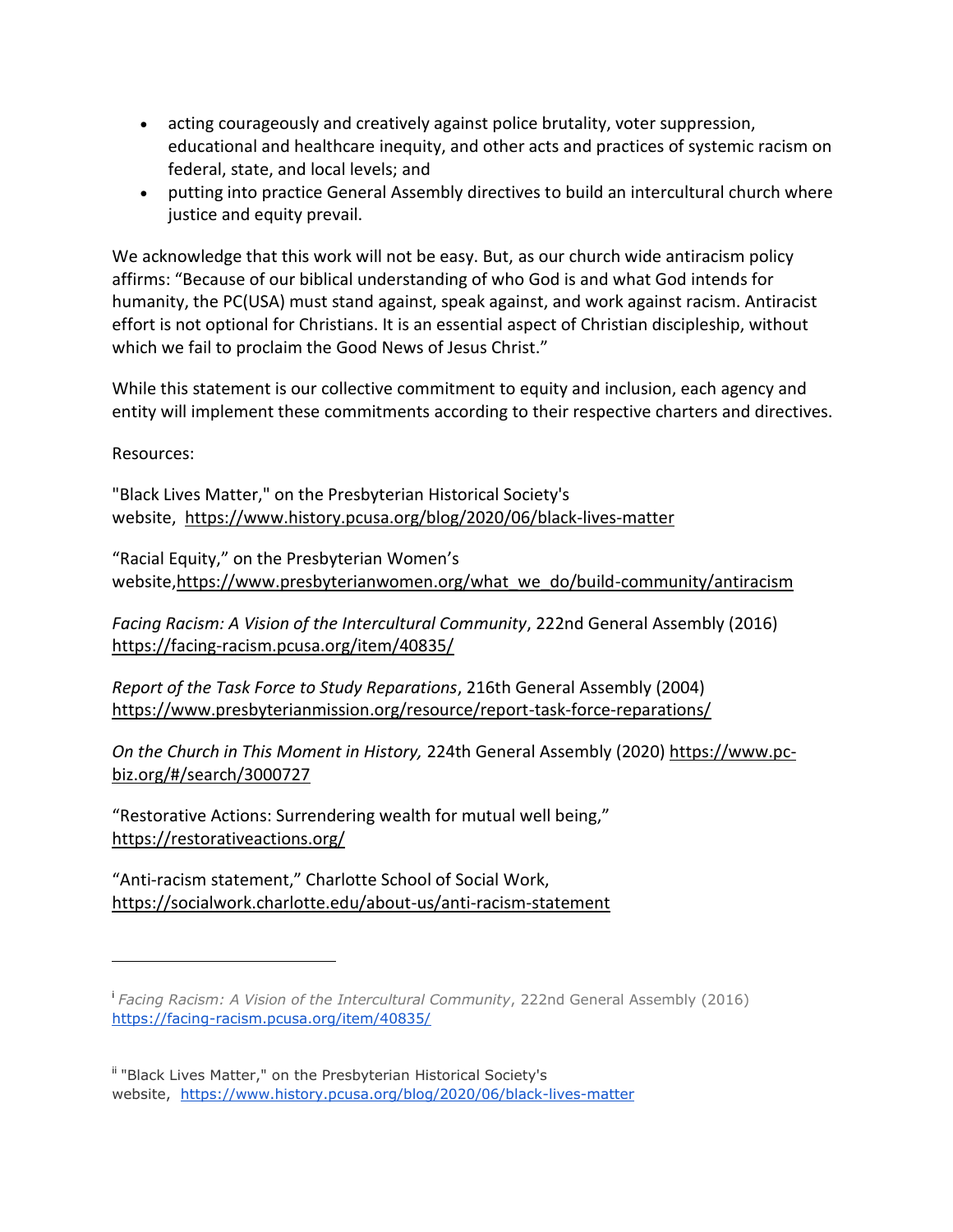- acting courageously and creatively against police brutality, voter suppression, educational and healthcare inequity, and other acts and practices of systemic racism on federal, state, and local levels; and
- putting into practice General Assembly directives to build an intercultural church where justice and equity prevail.

We acknowledge that this work will not be easy. But, as our church wide antiracism policy affirms: "Because of our biblical understanding of who God is and what God intends for humanity, the PC(USA) must stand against, speak against, and work against racism. Antiracist effort is not optional for Christians. It is an essential aspect of Christian discipleship, without which we fail to proclaim the Good News of Jesus Christ."

While this statement is our collective commitment to equity and inclusion, each agency and entity will implement these commitments according to their respective charters and directives.

Resources:

"Black Lives Matter," on the Presbyterian Historical Society's website, https://www.history.pcusa.org/blog/2020/06/black-lives-matter

"Racial Equity," on the Presbyterian Women's website,https://www.presbyterianwomen.org/what_we_do/build-community/antiracism

*Facing Racism: A Vision of the Intercultural Community*, 222nd General Assembly (2016) https://facing-racism.pcusa.org/item/40835/

*Report of the Task Force to Study Reparations*, 216th General Assembly (2004) https://www.presbyterianmission.org/resource/report-task-force-reparations/

*On the Church in This Moment in History,* 224th General Assembly (2020) https://www.pc-biz.org/#/search/3000727

"Restorative Actions: Surrendering wealth for mutual well being," https://restorativeactions.org/

"Anti-racism statement," Charlotte School of Social Work, https://socialwork.charlotte.edu/about-us/anti-racism-statement

---

[i] *Facing Racism: A Vision of the Intercultural Community*, 222nd General Assembly (2016) https://facing-racism.pcusa.org/item/40835/

[ii] "Black Lives Matter," on the Presbyterian Historical Society's website, https://www.history.pcusa.org/blog/2020/06/black-lives-matter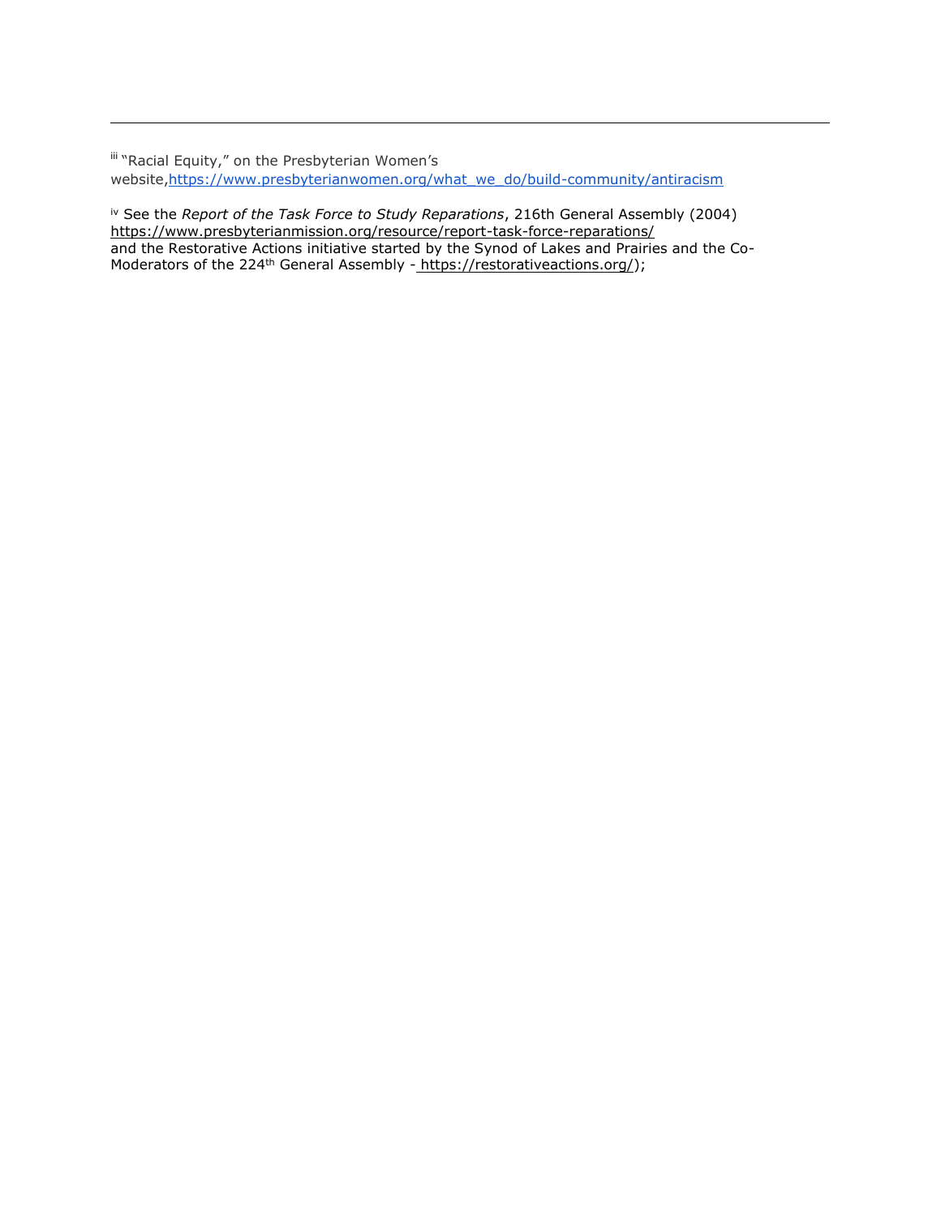---

[iii] "Racial Equity," on the Presbyterian Women's website,https://www.presbyterianwomen.org/what_we_do/build-community/antiracism

[iv] See the *Report of the Task Force to Study Reparations*, 216th General Assembly (2004) https://www.presbyterianmission.org/resource/report-task-force-reparations/ and the Restorative Actions initiative started by the Synod of Lakes and Prairies and the Co-Moderators of the 224th General Assembly - https://restorativeactions.org/);